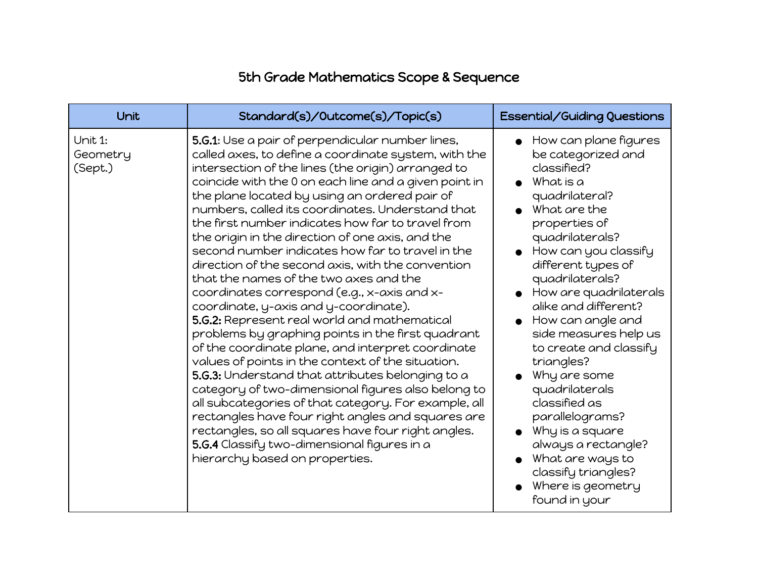# 5th Grade Mathematics Scope & Sequence

| Unit | Standard(s)/Outcome(s)/Topic(s) | Essential/Guiding Questions |
|---|---|---|
| Unit 1: Geometry (Sept.) | **5.G.1:** Use a pair of perpendicular number lines, called axes, to define a coordinate system, with the intersection of the lines (the origin) arranged to coincide with the 0 on each line and a given point in the plane located by using an ordered pair of numbers, called its coordinates. Understand that the first number indicates how far to travel from the origin in the direction of one axis, and the second number indicates how far to travel in the direction of the second axis, with the convention that the names of the two axes and the coordinates correspond (e.g., x-axis and x-coordinate, y-axis and y-coordinate).<br>**5.G.2:** Represent real world and mathematical problems by graphing points in the first quadrant of the coordinate plane, and interpret coordinate values of points in the context of the situation.<br>**5.G.3:** Understand that attributes belonging to a category of two-dimensional figures also belong to all subcategories of that category. For example, all rectangles have four right angles and squares are rectangles, so all squares have four right angles.<br>**5.G.4** Classify two-dimensional figures in a hierarchy based on properties. | • How can plane figures be categorized and classified?<br>• What is a quadrilateral?<br>• What are the properties of quadrilaterals?<br>• How can you classify different types of quadrilaterals?<br>• How are quadrilaterals alike and different?<br>• How can angle and side measures help us to create and classify triangles?<br>• Why are some quadrilaterals classified as parallelograms?<br>• Why is a square always a rectangle?<br>• What are ways to classify triangles?<br>• Where is geometry found in your |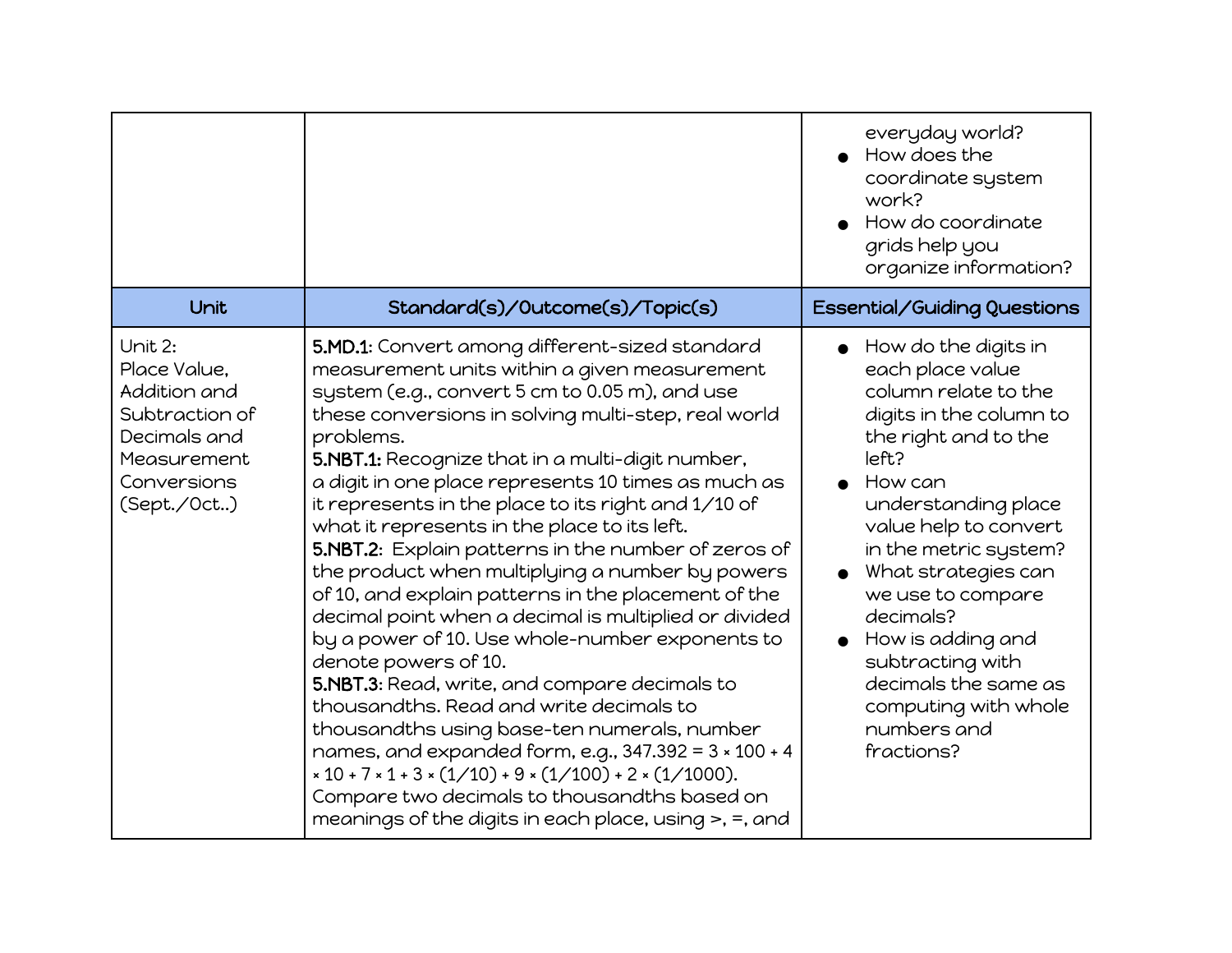| | | |
|---|---|---|
| | | everyday world?<br>● How does the coordinate system work?<br>● How do coordinate grids help you organize information? |
| **Unit** | **Standard(s)/Outcome(s)/Topic(s)** | **Essential/Guiding Questions** |
| Unit 2:<br>Place Value, Addition and Subtraction of Decimals and Measurement Conversions (Sept./Oct..) | **5.MD.1**: Convert among different-sized standard measurement units within a given measurement system (e.g., convert 5 cm to 0.05 m), and use these conversions in solving multi-step, real world problems.<br>**5.NBT.1:** Recognize that in a multi-digit number, a digit in one place represents 10 times as much as it represents in the place to its right and 1/10 of what it represents in the place to its left.<br>**5.NBT.2**: Explain patterns in the number of zeros of the product when multiplying a number by powers of 10, and explain patterns in the placement of the decimal point when a decimal is multiplied or divided by a power of 10. Use whole-number exponents to denote powers of 10.<br>**5.NBT.3**: Read, write, and compare decimals to thousandths. Read and write decimals to thousandths using base-ten numerals, number names, and expanded form, e.g., $347.392 = 3 \times 100 + 4 \times 10 + 7 \times 1 + 3 \times (1/10) + 9 \times (1/100) + 2 \times (1/1000)$. Compare two decimals to thousandths based on meanings of the digits in each place, using >, =, and | ● How do the digits in each place value column relate to the digits in the column to the right and to the left?<br>● How can understanding place value help to convert in the metric system?<br>● What strategies can we use to compare decimals?<br>● How is adding and subtracting with decimals the same as computing with whole numbers and fractions? |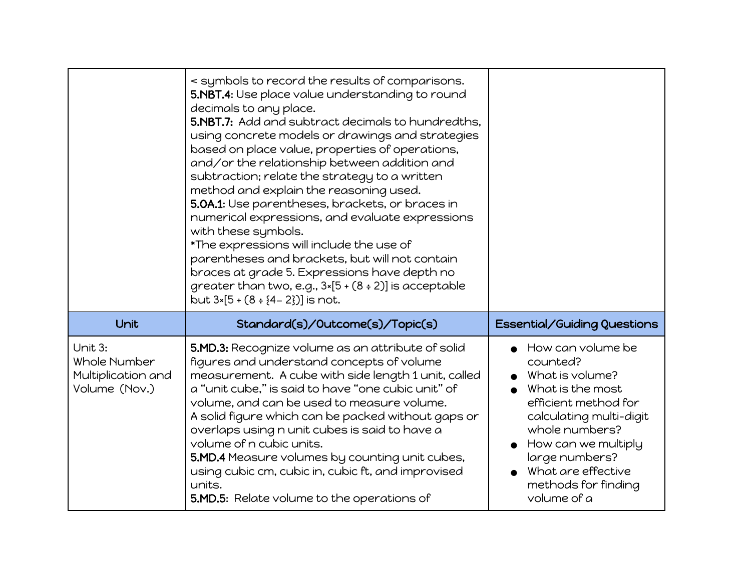| | | |
|---|---|---|
| | < symbols to record the results of comparisons.<br>**5.NBT.4**: Use place value understanding to round decimals to any place.<br>**5.NBT.7:** Add and subtract decimals to hundredths, using concrete models or drawings and strategies based on place value, properties of operations, and/or the relationship between addition and subtraction; relate the strategy to a written method and explain the reasoning used.<br>**5.OA.1**: Use parentheses, brackets, or braces in numerical expressions, and evaluate expressions with these symbols.<br>*The expressions will include the use of parentheses and brackets, but will not contain braces at grade 5. Expressions have depth no greater than two, e.g., 3×[5 + (8 ÷ 2)] is acceptable but 3×[5 + (8 ÷ {4– 2})] is not. | |
| **Unit** | **Standard(s)/Outcome(s)/Topic(s)** | **Essential/Guiding Questions** |
| Unit 3:<br>Whole Number Multiplication and Volume (Nov.) | **5.MD.3:** Recognize volume as an attribute of solid figures and understand concepts of volume measurement. A cube with side length 1 unit, called a "unit cube," is said to have "one cubic unit" of volume, and can be used to measure volume.<br>A solid figure which can be packed without gaps or overlaps using n unit cubes is said to have a volume of n cubic units.<br>**5.MD.4** Measure volumes by counting unit cubes, using cubic cm, cubic in, cubic ft, and improvised units.<br>**5.MD.5:** Relate volume to the operations of | • How can volume be counted?<br>• What is volume?<br>• What is the most efficient method for calculating multi-digit whole numbers?<br>• How can we multiply large numbers?<br>• What are effective methods for finding volume of a |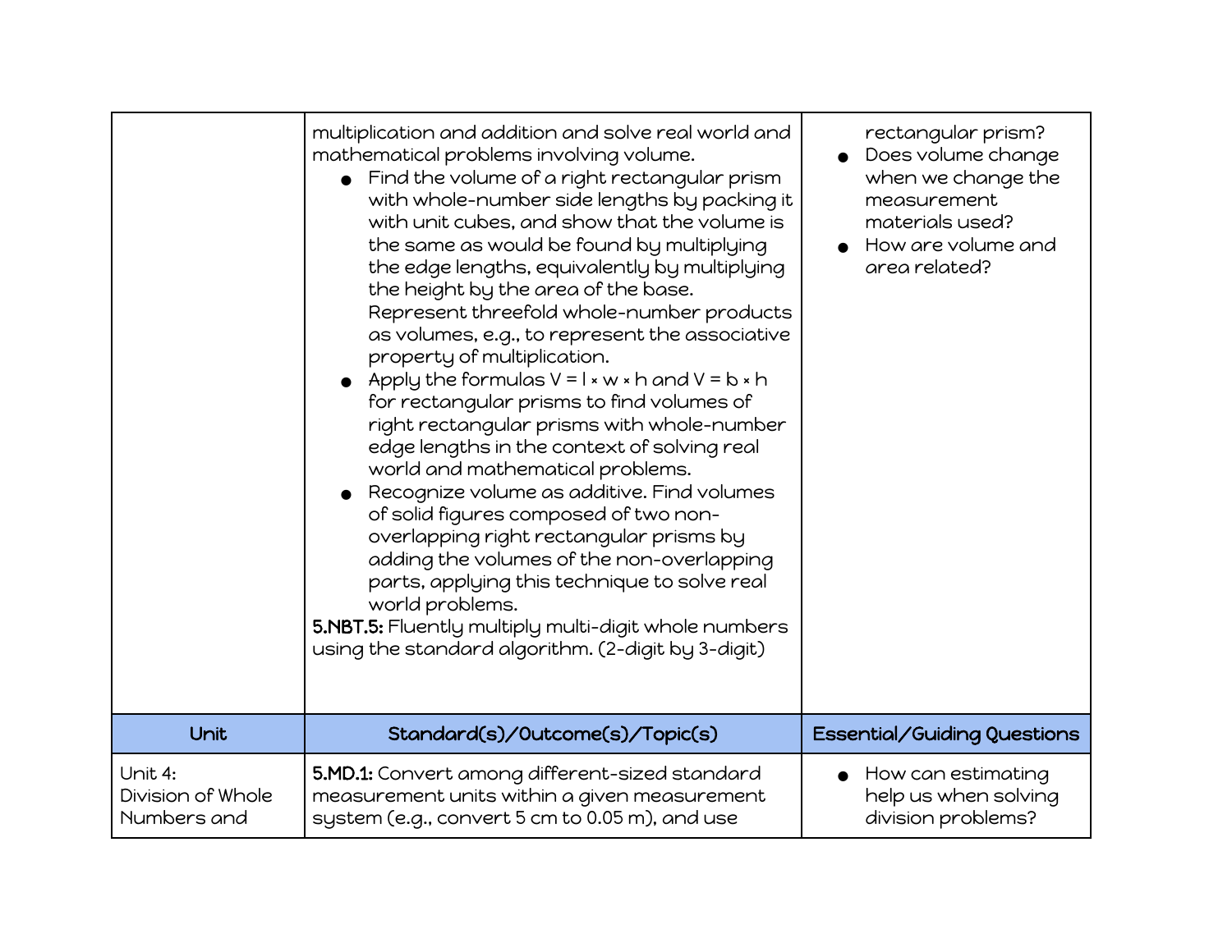| | | |
|---|---|---|
| | multiplication and addition and solve real world and mathematical problems involving volume.<br>• Find the volume of a right rectangular prism with whole-number side lengths by packing it with unit cubes, and show that the volume is the same as would be found by multiplying the edge lengths, equivalently by multiplying the height by the area of the base. Represent threefold whole-number products as volumes, e.g., to represent the associative property of multiplication.<br>• Apply the formulas $V = l \times w \times h$ and $V = b \times h$ for rectangular prisms to find volumes of right rectangular prisms with whole-number edge lengths in the context of solving real world and mathematical problems.<br>• Recognize volume as additive. Find volumes of solid figures composed of two non-overlapping right rectangular prisms by adding the volumes of the non-overlapping parts, applying this technique to solve real world problems.<br>**5.NBT.5:** Fluently multiply multi-digit whole numbers using the standard algorithm. (2-digit by 3-digit) | rectangular prism?<br>• Does volume change when we change the measurement materials used?<br>• How are volume and area related? |
| **Unit** | **Standard(s)/Outcome(s)/Topic(s)** | **Essential/Guiding Questions** |
| Unit 4: Division of Whole Numbers and | **5.MD.1:** Convert among different-sized standard measurement units within a given measurement system (e.g., convert 5 cm to 0.05 m), and use | • How can estimating help us when solving division problems? |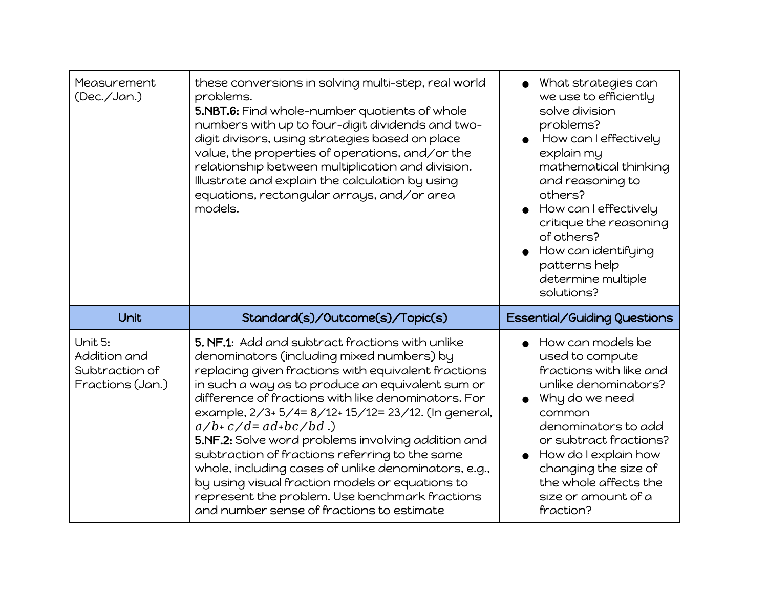| Measurement (Dec./Jan.) | these conversions in solving multi-step, real world problems.<br>**5.NBT.6:** Find whole-number quotients of whole numbers with up to four-digit dividends and two-digit divisors, using strategies based on place value, the properties of operations, and/or the relationship between multiplication and division. Illustrate and explain the calculation by using equations, rectangular arrays, and/or area models. | • What strategies can we use to efficiently solve division problems?<br>• How can I effectively explain my mathematical thinking and reasoning to others?<br>• How can I effectively critique the reasoning of others?<br>• How can identifying patterns help determine multiple solutions? |
|---|---|---|
| **Unit** | **Standard(s)/Outcome(s)/Topic(s)** | **Essential/Guiding Questions** |
| Unit 5: Addition and Subtraction of Fractions (Jan.) | **5. NF.1:** Add and subtract fractions with unlike denominators (including mixed numbers) by replacing given fractions with equivalent fractions in such a way as to produce an equivalent sum or difference of fractions with like denominators. For example, 2/3+ 5/4= 8/12+ 15/12= 23/12. (In general, $a/b + c/d = ad+bc/bd$ .)<br>**5.NF.2:** Solve word problems involving addition and subtraction of fractions referring to the same whole, including cases of unlike denominators, e.g., by using visual fraction models or equations to represent the problem. Use benchmark fractions and number sense of fractions to estimate | • How can models be used to compute fractions with like and unlike denominators?<br>• Why do we need common denominators to add or subtract fractions?<br>• How do I explain how changing the size of the whole affects the size or amount of a fraction? |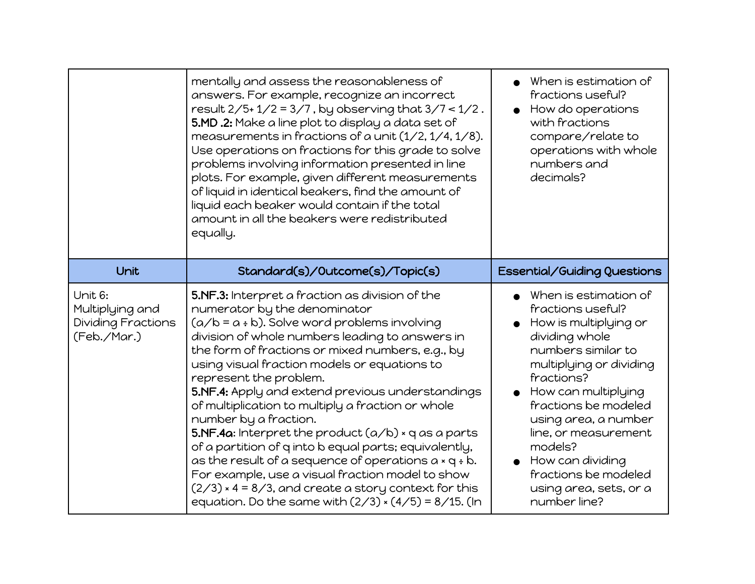| | | |
|---|---|---|
| | mentally and assess the reasonableness of answers. For example, recognize an incorrect result $2/5 + 1/2 = 3/7$, by observing that $3/7 < 1/2$. **5.MD .2:** Make a line plot to display a data set of measurements in fractions of a unit (1/2, 1/4, 1/8). Use operations on fractions for this grade to solve problems involving information presented in line plots. For example, given different measurements of liquid in identical beakers, find the amount of liquid each beaker would contain if the total amount in all the beakers were redistributed equally. | <ul><li>When is estimation of fractions useful?</li><li>How do operations with fractions compare/relate to operations with whole numbers and decimals?</li></ul> |
| **Unit** | **Standard(s)/Outcome(s)/Topic(s)** | **Essential/Guiding Questions** |
| Unit 6: Multiplying and Dividing Fractions (Feb./Mar.) | **5.NF.3:** Interpret a fraction as division of the numerator by the denominator ($a/b = a \div b$). Solve word problems involving division of whole numbers leading to answers in the form of fractions or mixed numbers, e.g., by using visual fraction models or equations to represent the problem. **5.NF.4:** Apply and extend previous understandings of multiplication to multiply a fraction or whole number by a fraction. **5.NF.4a**: Interpret the product $(a/b) \times q$ as a parts of a partition of q into b equal parts; equivalently, as the result of a sequence of operations $a \times q \div b$. For example, use a visual fraction model to show $(2/3) \times 4 = 8/3$, and create a story context for this equation. Do the same with $(2/3) \times (4/5) = 8/15$. (In | <ul><li>When is estimation of fractions useful?</li><li>How is multiplying or dividing whole numbers similar to multiplying or dividing fractions?</li><li>How can multiplying fractions be modeled using area, a number line, or measurement models?</li><li>How can dividing fractions be modeled using area, sets, or a number line?</li></ul> |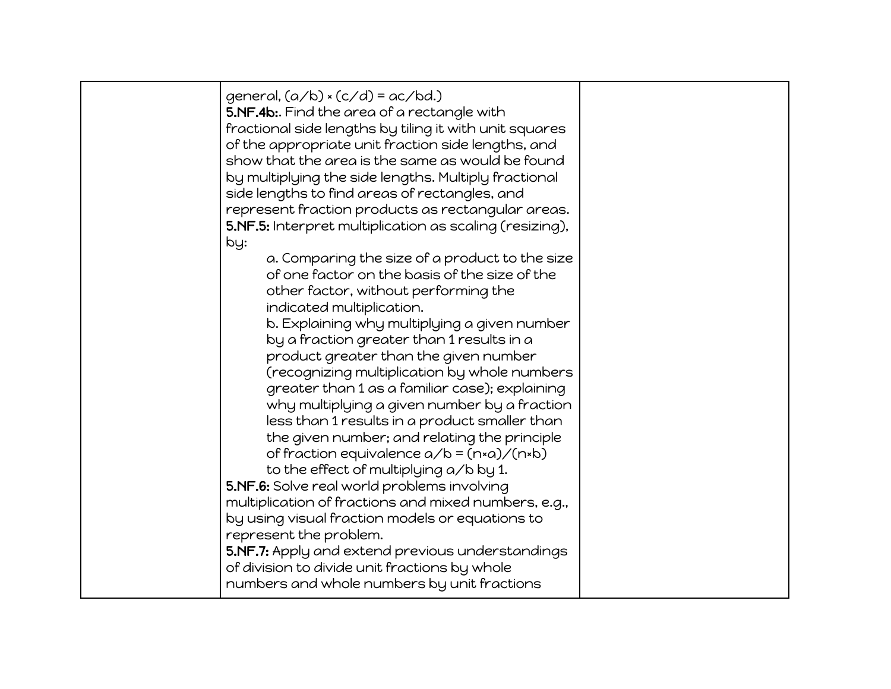| | | |
|---|---|---|
| | general, $(a/b) \times (c/d) = ac/bd$.)<br>**5.NF.4b:**. Find the area of a rectangle with fractional side lengths by tiling it with unit squares of the appropriate unit fraction side lengths, and show that the area is the same as would be found by multiplying the side lengths. Multiply fractional side lengths to find areas of rectangles, and represent fraction products as rectangular areas.<br>**5.NF.5:** Interpret multiplication as scaling (resizing), by:<br>a. Comparing the size of a product to the size of one factor on the basis of the size of the other factor, without performing the indicated multiplication.<br>b. Explaining why multiplying a given number by a fraction greater than 1 results in a product greater than the given number (recognizing multiplication by whole numbers greater than 1 as a familiar case); explaining why multiplying a given number by a fraction less than 1 results in a product smaller than the given number; and relating the principle of fraction equivalence $a/b = (n \times a)/(n \times b)$ to the effect of multiplying $a/b$ by 1.<br>**5.NF.6:** Solve real world problems involving multiplication of fractions and mixed numbers, e.g., by using visual fraction models or equations to represent the problem.<br>**5.NF.7:** Apply and extend previous understandings of division to divide unit fractions by whole numbers and whole numbers by unit fractions | |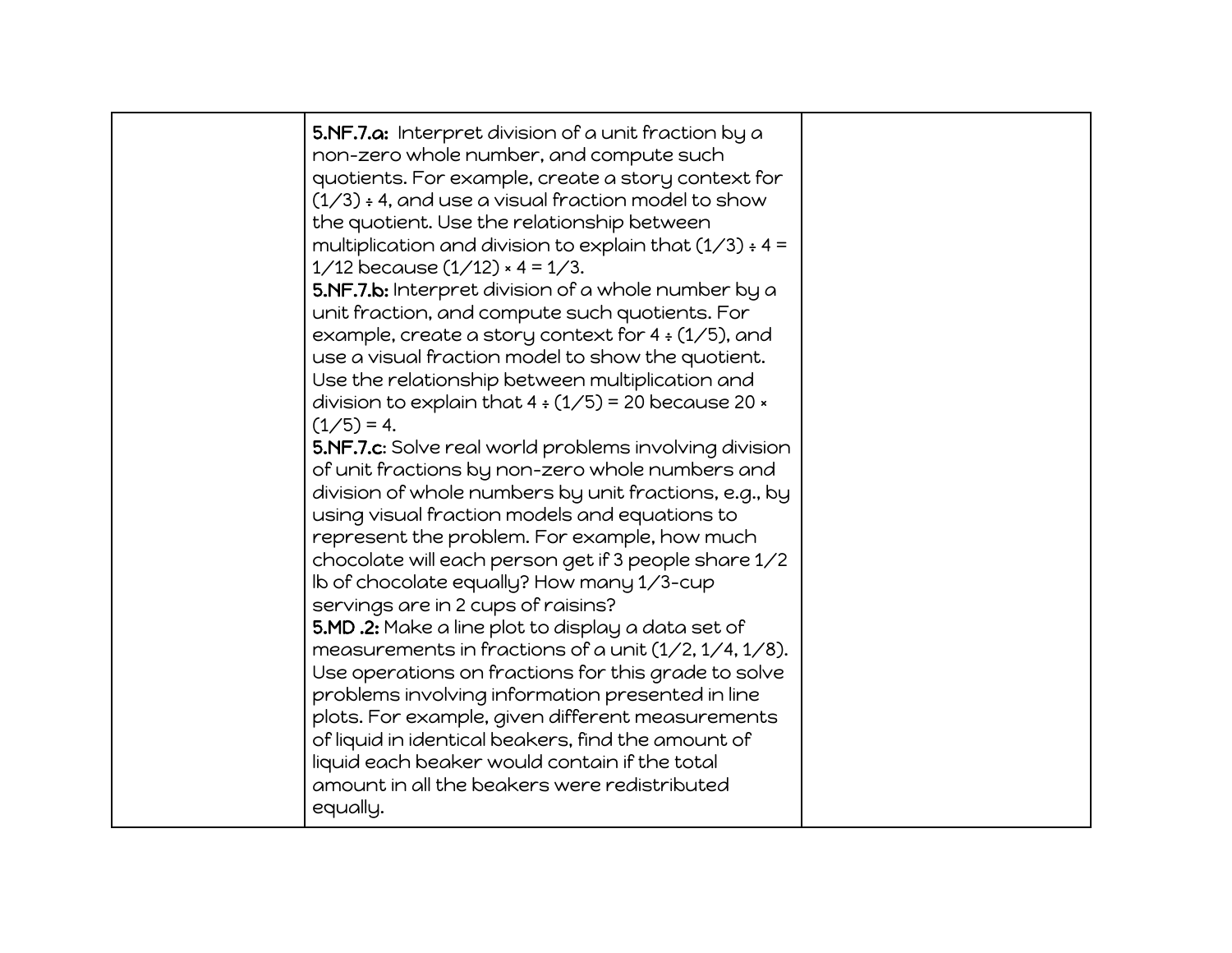| | | |
|---|---|---|
| | **5.NF.7.a:** Interpret division of a unit fraction by a non-zero whole number, and compute such quotients. For example, create a story context for $(1/3) \div 4$, and use a visual fraction model to show the quotient. Use the relationship between multiplication and division to explain that $(1/3) \div 4 = 1/12$ because $(1/12) \times 4 = 1/3$.<br>**5.NF.7.b:** Interpret division of a whole number by a unit fraction, and compute such quotients. For example, create a story context for $4 \div (1/5)$, and use a visual fraction model to show the quotient. Use the relationship between multiplication and division to explain that $4 \div (1/5) = 20$ because $20 \times (1/5) = 4$.<br>**5.NF.7.c**: Solve real world problems involving division of unit fractions by non-zero whole numbers and division of whole numbers by unit fractions, e.g., by using visual fraction models and equations to represent the problem. For example, how much chocolate will each person get if 3 people share 1/2 lb of chocolate equally? How many 1/3-cup servings are in 2 cups of raisins?<br>**5.MD .2:** Make a line plot to display a data set of measurements in fractions of a unit (1/2, 1/4, 1/8). Use operations on fractions for this grade to solve problems involving information presented in line plots. For example, given different measurements of liquid in identical beakers, find the amount of liquid each beaker would contain if the total amount in all the beakers were redistributed equally. | |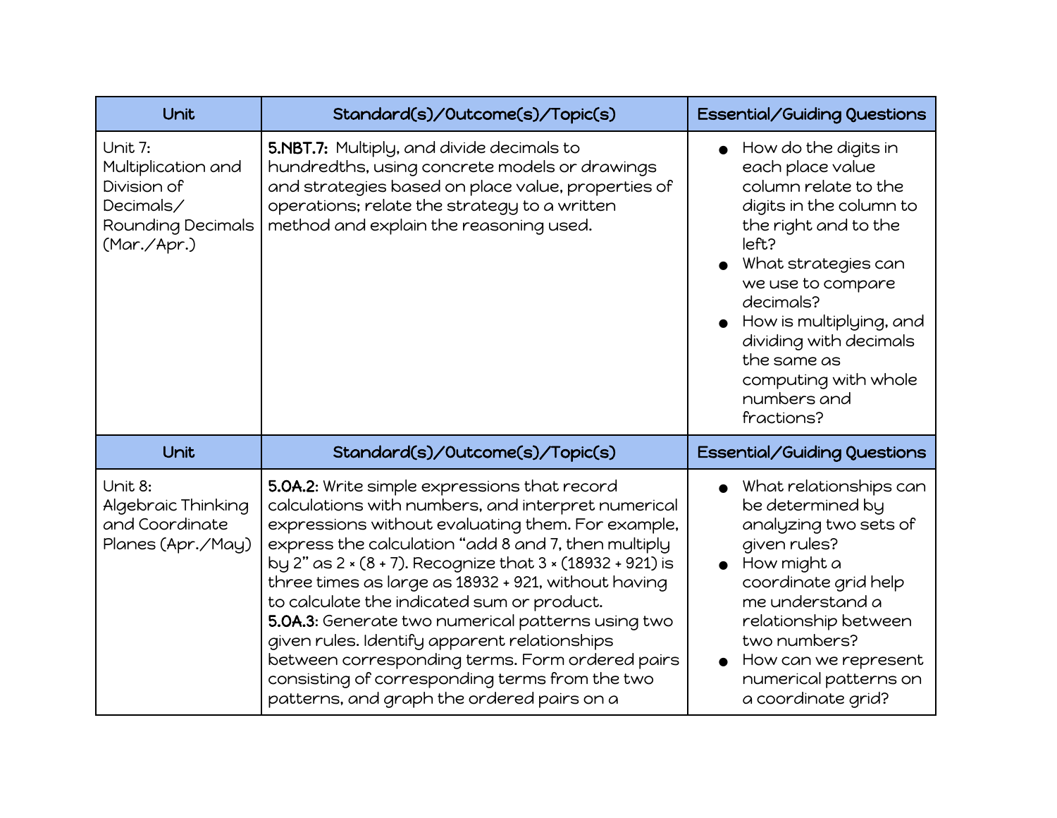| Unit | Standard(s)/Outcome(s)/Topic(s) | Essential/Guiding Questions |
|---|---|---|
| Unit 7: Multiplication and Division of Decimals/ Rounding Decimals (Mar./Apr.) | **5.NBT.7:** Multiply, and divide decimals to hundredths, using concrete models or drawings and strategies based on place value, properties of operations; relate the strategy to a written method and explain the reasoning used. | <ul><li>How do the digits in each place value column relate to the digits in the column to the right and to the left?</li><li>What strategies can we use to compare decimals?</li><li>How is multiplying, and dividing with decimals the same as computing with whole numbers and fractions?</li></ul> |
| **Unit** | **Standard(s)/Outcome(s)/Topic(s)** | **Essential/Guiding Questions** |
| Unit 8: Algebraic Thinking and Coordinate Planes (Apr./May) | **5.OA.2**: Write simple expressions that record calculations with numbers, and interpret numerical expressions without evaluating them. For example, express the calculation "add 8 and 7, then multiply by 2" as $2 \times (8 + 7)$. Recognize that $3 \times (18932 + 921)$ is three times as large as $18932 + 921$, without having to calculate the indicated sum or product.<br>**5.OA.3**: Generate two numerical patterns using two given rules. Identify apparent relationships between corresponding terms. Form ordered pairs consisting of corresponding terms from the two patterns, and graph the ordered pairs on a | <ul><li>What relationships can be determined by analyzing two sets of given rules?</li><li>How might a coordinate grid help me understand a relationship between two numbers?</li><li>How can we represent numerical patterns on a coordinate grid?</li></ul> |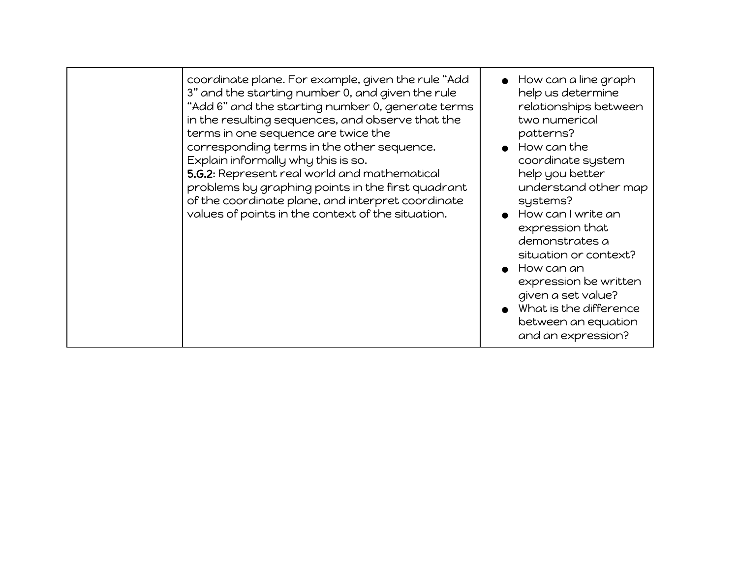| | | |
|---|---|---|
| | coordinate plane. For example, given the rule "Add 3" and the starting number 0, and given the rule "Add 6" and the starting number 0, generate terms in the resulting sequences, and observe that the terms in one sequence are twice the corresponding terms in the other sequence. Explain informally why this is so.<br>**5.G.2:** Represent real world and mathematical problems by graphing points in the first quadrant of the coordinate plane, and interpret coordinate values of points in the context of the situation. | • How can a line graph help us determine relationships between two numerical patterns?<br>• How can the coordinate system help you better understand other map systems?<br>• How can I write an expression that demonstrates a situation or context?<br>• How can an expression be written given a set value?<br>• What is the difference between an equation and an expression? |